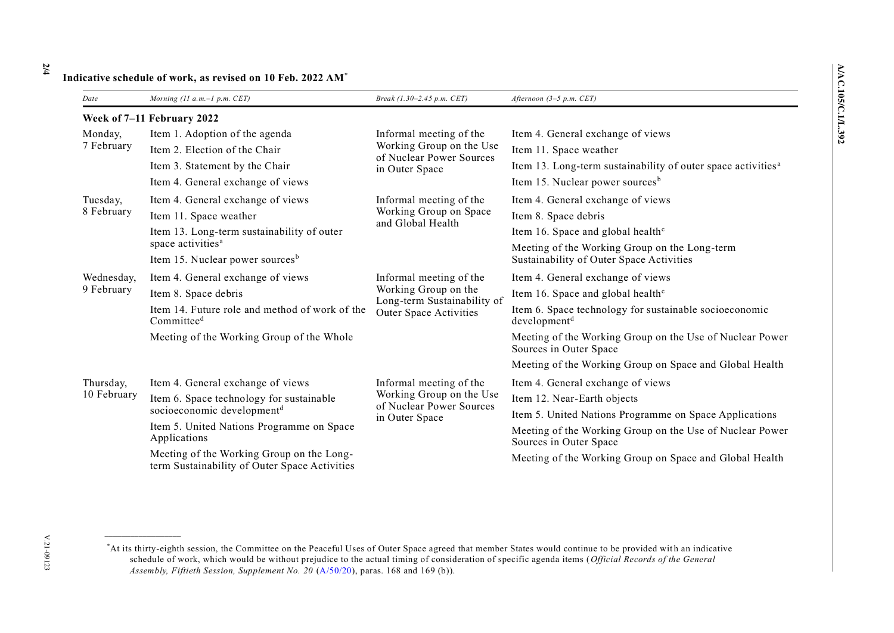## Indicative schedule of work, as revised on 10 Feb. 2022 AM[*]

| *Date* | *Morning (11 a.m.–1 p.m. CET)* | *Break (1.30–2.45 p.m. CET)* | *Afternoon (3–5 p.m. CET)* |
|---|---|---|---|
| **Week of 7–11 February 2022** | | | |
| Monday, 7 February | Item 1. Adoption of the agenda<br>Item 2. Election of the Chair<br>Item 3. Statement by the Chair<br>Item 4. General exchange of views | Informal meeting of the Working Group on the Use of Nuclear Power Sources in Outer Space | Item 4. General exchange of views<br>Item 11. Space weather<br>Item 13. Long-term sustainability of outer space activities[a]<br>Item 15. Nuclear power sources[b] |
| Tuesday, 8 February | Item 4. General exchange of views<br>Item 11. Space weather<br>Item 13. Long-term sustainability of outer space activities[a]<br>Item 15. Nuclear power sources[b] | Informal meeting of the Working Group on Space and Global Health | Item 4. General exchange of views<br>Item 8. Space debris<br>Item 16. Space and global health[c]<br>Meeting of the Working Group on the Long-term Sustainability of Outer Space Activities |
| Wednesday, 9 February | Item 4. General exchange of views<br>Item 8. Space debris<br>Item 14. Future role and method of work of the Committee[d]<br>Meeting of the Working Group of the Whole | Informal meeting of the Working Group on the Long-term Sustainability of Outer Space Activities | Item 4. General exchange of views<br>Item 16. Space and global health[c]<br>Item 6. Space technology for sustainable socioeconomic development[d]<br>Meeting of the Working Group on the Use of Nuclear Power Sources in Outer Space<br>Meeting of the Working Group on Space and Global Health |
| Thursday, 10 February | Item 4. General exchange of views<br>Item 6. Space technology for sustainable socioeconomic development[d]<br>Item 5. United Nations Programme on Space Applications<br>Meeting of the Working Group on the Long-term Sustainability of Outer Space Activities | Informal meeting of the Working Group on the Use of Nuclear Power Sources in Outer Space | Item 4. General exchange of views<br>Item 12. Near-Earth objects<br>Item 5. United Nations Programme on Space Applications<br>Meeting of the Working Group on the Use of Nuclear Power Sources in Outer Space<br>Meeting of the Working Group on Space and Global Health |

[*] At its thirty-eighth session, the Committee on the Peaceful Uses of Outer Space agreed that member States would continue to be provided with an indicative schedule of work, which would be without prejudice to the actual timing of consideration of specific agenda items (*Official Records of the General Assembly, Fiftieth Session, Supplement No. 20* (A/50/20), paras. 168 and 169 (b)).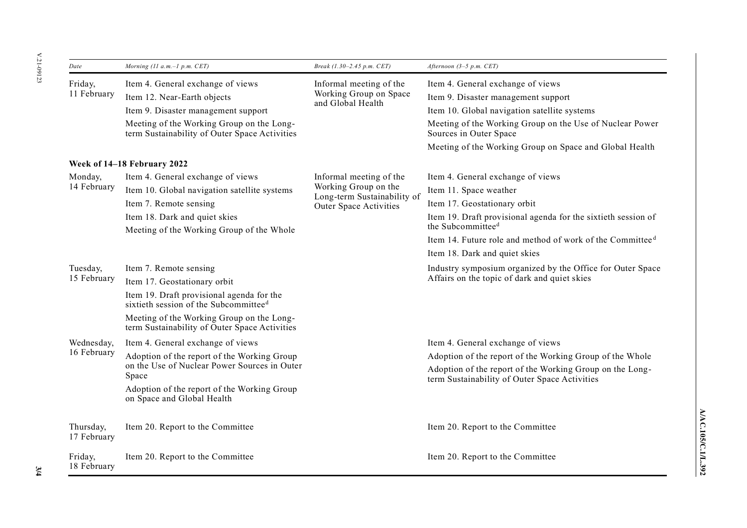| Date | Morning (11 a.m.–1 p.m. CET) | Break (1.30–2.45 p.m. CET) | Afternoon (3–5 p.m. CET) |
|---|---|---|---|
| Friday, 11 February | Item 4. General exchange of views<br>Item 12. Near-Earth objects<br>Item 9. Disaster management support<br>Meeting of the Working Group on the Long-term Sustainability of Outer Space Activities | Informal meeting of the Working Group on Space and Global Health | Item 4. General exchange of views<br>Item 9. Disaster management support<br>Item 10. Global navigation satellite systems<br>Meeting of the Working Group on the Use of Nuclear Power Sources in Outer Space<br>Meeting of the Working Group on Space and Global Health |
| **Week of 14–18 February 2022** | | | |
| Monday, 14 February | Item 4. General exchange of views<br>Item 10. Global navigation satellite systems<br>Item 7. Remote sensing<br>Item 18. Dark and quiet skies<br>Meeting of the Working Group of the Whole | Informal meeting of the Working Group on the Long-term Sustainability of Outer Space Activities | Item 4. General exchange of views<br>Item 11. Space weather<br>Item 17. Geostationary orbit<br>Item 19. Draft provisional agenda for the sixtieth session of the Subcommittee[d]<br>Item 14. Future role and method of work of the Committee[d]<br>Item 18. Dark and quiet skies |
| Tuesday, 15 February | Item 7. Remote sensing<br>Item 17. Geostationary orbit<br>Item 19. Draft provisional agenda for the sixtieth session of the Subcommittee[d]<br>Meeting of the Working Group on the Long-term Sustainability of Outer Space Activities | | Industry symposium organized by the Office for Outer Space Affairs on the topic of dark and quiet skies |
| Wednesday, 16 February | Item 4. General exchange of views<br>Adoption of the report of the Working Group on the Use of Nuclear Power Sources in Outer Space<br>Adoption of the report of the Working Group on Space and Global Health | | Item 4. General exchange of views<br>Adoption of the report of the Working Group of the Whole<br>Adoption of the report of the Working Group on the Long-term Sustainability of Outer Space Activities |
| Thursday, 17 February | Item 20. Report to the Committee | | Item 20. Report to the Committee |
| Friday, 18 February | Item 20. Report to the Committee | | Item 20. Report to the Committee |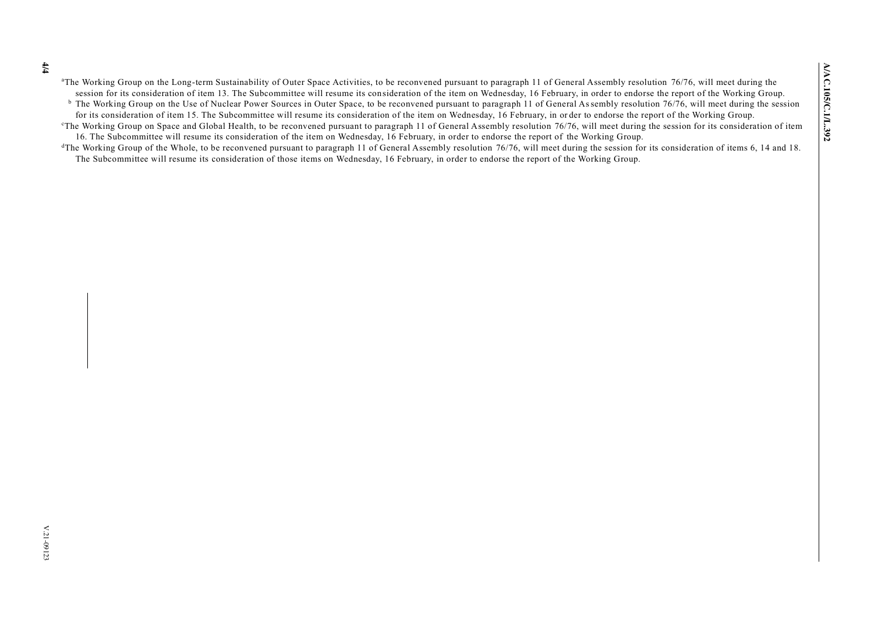[a]The Working Group on the Long-term Sustainability of Outer Space Activities, to be reconvened pursuant to paragraph 11 of General Assembly resolution 76/76, will meet during the session for its consideration of item 13. The Subcommittee will resume its consideration of the item on Wednesday, 16 February, in order to endorse the report of the Working Group.

[b] The Working Group on the Use of Nuclear Power Sources in Outer Space, to be reconvened pursuant to paragraph 11 of General Assembly resolution 76/76, will meet during the session for its consideration of item 15. The Subcommittee will resume its consideration of the item on Wednesday, 16 February, in order to endorse the report of the Working Group.

[c]The Working Group on Space and Global Health, to be reconvened pursuant to paragraph 11 of General Assembly resolution 76/76, will meet during the session for its consideration of item 16. The Subcommittee will resume its consideration of the item on Wednesday, 16 February, in order to endorse the report of the Working Group.

[d]The Working Group of the Whole, to be reconvened pursuant to paragraph 11 of General Assembly resolution 76/76, will meet during the session for its consideration of items 6, 14 and 18. The Subcommittee will resume its consideration of those items on Wednesday, 16 February, in order to endorse the report of the Working Group.